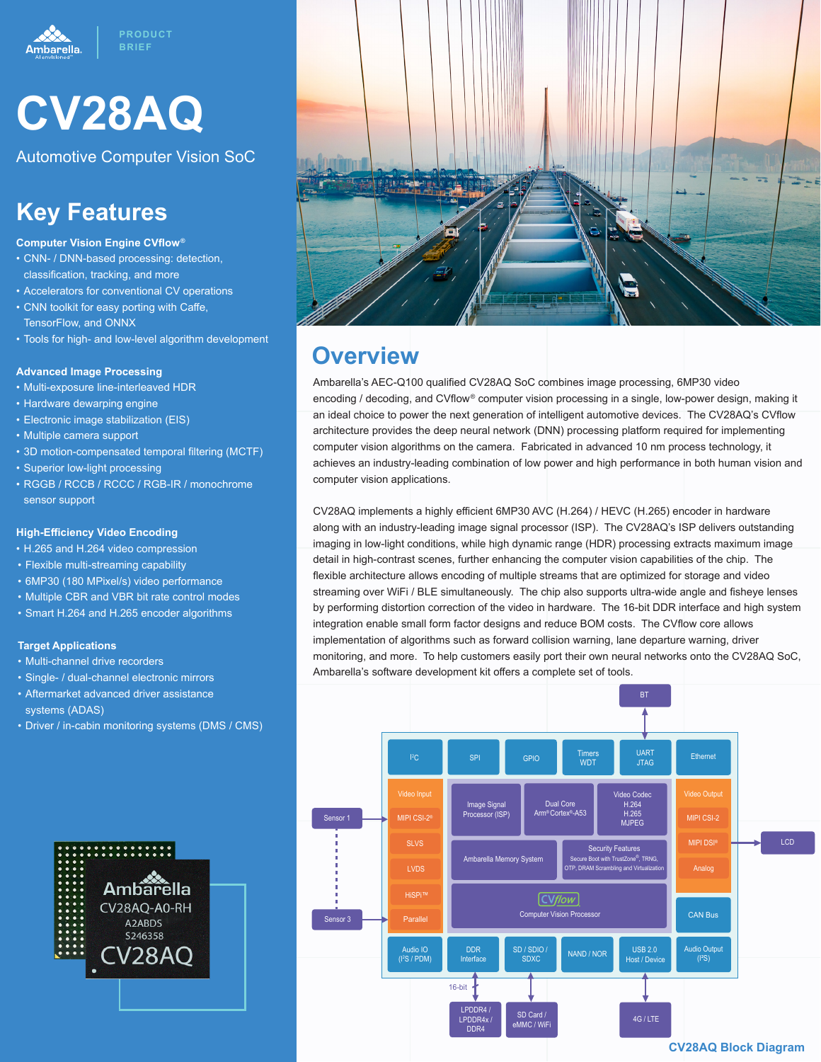PRODUCT BRIEF

# CV28AQ

Automotive Computer Vision SoC

## Key Features

**Computer Vision Engine CVflow®**

- CNN- / DNN-based processing: detection, classification, tracking, and more
- Accelerators for conventional CV operations
- CNN toolkit for easy porting with Caffe, TensorFlow, and ONNX
- Tools for high- and low-level algorithm development

**Advanced Image Processing**

- Multi-exposure line-interleaved HDR
- Hardware dewarping engine
- Electronic image stabilization (EIS)
- Multiple camera support
- 3D motion-compensated temporal filtering (MCTF)
- Superior low-light processing
- RGGB / RCCB / RCCC / RGB-IR / monochrome sensor support

**High-Efficiency Video Encoding**

- H.265 and H.264 video compression
- Flexible multi-streaming capability
- 6MP30 (180 MPixel/s) video performance
- Multiple CBR and VBR bit rate control modes
- Smart H.264 and H.265 encoder algorithms

**Target Applications**

- Multi-channel drive recorders
- Single- / dual-channel electronic mirrors
- Aftermarket advanced driver assistance systems (ADAS)
- Driver / in-cabin monitoring systems (DMS / CMS)

## Overview

Ambarella's AEC-Q100 qualified CV28AQ SoC combines image processing, 6MP30 video encoding / decoding, and CVflow® computer vision processing in a single, low-power design, making it an ideal choice to power the next generation of intelligent automotive devices. The CV28AQ's CVflow architecture provides the deep neural network (DNN) processing platform required for implementing computer vision algorithms on the camera. Fabricated in advanced 10 nm process technology, it achieves an industry-leading combination of low power and high performance in both human vision and computer vision applications.

CV28AQ implements a highly efficient 6MP30 AVC (H.264) / HEVC (H.265) encoder in hardware along with an industry-leading image signal processor (ISP). The CV28AQ's ISP delivers outstanding imaging in low-light conditions, while high dynamic range (HDR) processing extracts maximum image detail in high-contrast scenes, further enhancing the computer vision capabilities of the chip. The flexible architecture allows encoding of multiple streams that are optimized for storage and video streaming over WiFi / BLE simultaneously. The chip also supports ultra-wide angle and fisheye lenses by performing distortion correction of the video in hardware. The 16-bit DDR interface and high system integration enable small form factor designs and reduce BOM costs. The CVflow core allows implementation of algorithms such as forward collision warning, lane departure warning, driver monitoring, and more. To help customers easily port their own neural networks onto the CV28AQ SoC, Ambarella's software development kit offers a complete set of tools.

CV28AQ Block Diagram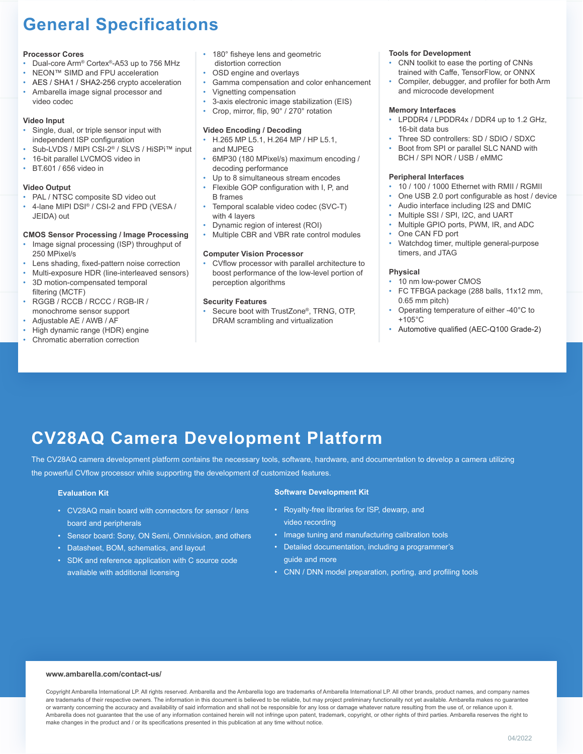# General Specifications

**Processor Cores**
- Dual-core Arm® Cortex®-A53 up to 756 MHz
- NEON™ SIMD and FPU acceleration
- AES / SHA1 / SHA2-256 crypto acceleration
- Ambarella image signal processor and video codec

**Video Input**
- Single, dual, or triple sensor input with independent ISP configuration
- Sub-LVDS / MIPI CSI-2® / SLVS / HiSPi™ input
- 16-bit parallel LVCMOS video in
- BT.601 / 656 video in

**Video Output**
- PAL / NTSC composite SD video out
- 4-lane MIPI DSI® / CSI-2 and FPD (VESA / JEIDA) out

**CMOS Sensor Processing / Image Processing**
- Image signal processing (ISP) throughput of 250 MPixel/s
- Lens shading, fixed-pattern noise correction
- Multi-exposure HDR (line-interleaved sensors)
- 3D motion-compensated temporal filtering (MCTF)
- RGGB / RCCB / RCCC / RGB-IR / monochrome sensor support
- Adjustable AE / AWB / AF
- High dynamic range (HDR) engine
- Chromatic aberration correction
- 180° fisheye lens and geometric distortion correction
- OSD engine and overlays
- Gamma compensation and color enhancement
- Vignetting compensation
- 3-axis electronic image stabilization (EIS)
- Crop, mirror, flip, 90° / 270° rotation

**Video Encoding / Decoding**
- H.265 MP L5.1, H.264 MP / HP L5.1, and MJPEG
- 6MP30 (180 MPixel/s) maximum encoding / decoding performance
- Up to 8 simultaneous stream encodes
- Flexible GOP configuration with I, P, and B frames
- Temporal scalable video codec (SVC-T) with 4 layers
- Dynamic region of interest (ROI)
- Multiple CBR and VBR rate control modules

**Computer Vision Processor**
- CVflow processor with parallel architecture to boost performance of the low-level portion of perception algorithms

**Security Features**
- Secure boot with TrustZone®, TRNG, OTP, DRAM scrambling and virtualization

**Tools for Development**
- CNN toolkit to ease the porting of CNNs trained with Caffe, TensorFlow, or ONNX
- Compiler, debugger, and profiler for both Arm and microcode development

**Memory Interfaces**
- LPDDR4 / LPDDR4x / DDR4 up to 1.2 GHz, 16-bit data bus
- Three SD controllers: SD / SDIO / SDXC
- Boot from SPI or parallel SLC NAND with BCH / SPI NOR / USB / eMMC

**Peripheral Interfaces**
- 10 / 100 / 1000 Ethernet with RMII / RGMII
- One USB 2.0 port configurable as host / device
- Audio interface including I2S and DMIC
- Multiple SSI / SPI, I2C, and UART
- Multiple GPIO ports, PWM, IR, and ADC
- One CAN FD port
- Watchdog timer, multiple general-purpose timers, and JTAG

**Physical**
- 10 nm low-power CMOS
- FC TFBGA package (288 balls, 11x12 mm, 0.65 mm pitch)
- Operating temperature of either -40°C to +105°C
- Automotive qualified (AEC-Q100 Grade-2)

# CV28AQ Camera Development Platform

The CV28AQ camera development platform contains the necessary tools, software, hardware, and documentation to develop a camera utilizing the powerful CVflow processor while supporting the development of customized features.

**Evaluation Kit**
- CV28AQ main board with connectors for sensor / lens board and peripherals
- Sensor board: Sony, ON Semi, Omnivision, and others
- Datasheet, BOM, schematics, and layout
- SDK and reference application with C source code available with additional licensing

**Software Development Kit**
- Royalty-free libraries for ISP, dewarp, and video recording
- Image tuning and manufacturing calibration tools
- Detailed documentation, including a programmer's guide and more
- CNN / DNN model preparation, porting, and profiling tools

**www.ambarella.com/contact-us/**

Copyright Ambarella International LP. All rights reserved. Ambarella and the Ambarella logo are trademarks of Ambarella International LP. All other brands, product names, and company names are trademarks of their respective owners. The information in this document is believed to be reliable, but may project preliminary functionality not yet available. Ambarella makes no guarantee or warranty concerning the accuracy and availability of said information and shall not be responsible for any loss or damage whatever nature resulting from the use of, or reliance upon it. Ambarella does not guarantee that the use of any information contained herein will not infringe upon patent, trademark, copyright, or other rights of third parties. Ambarella reserves the right to make changes in the product and / or its specifications presented in this publication at any time without notice.

04/2022